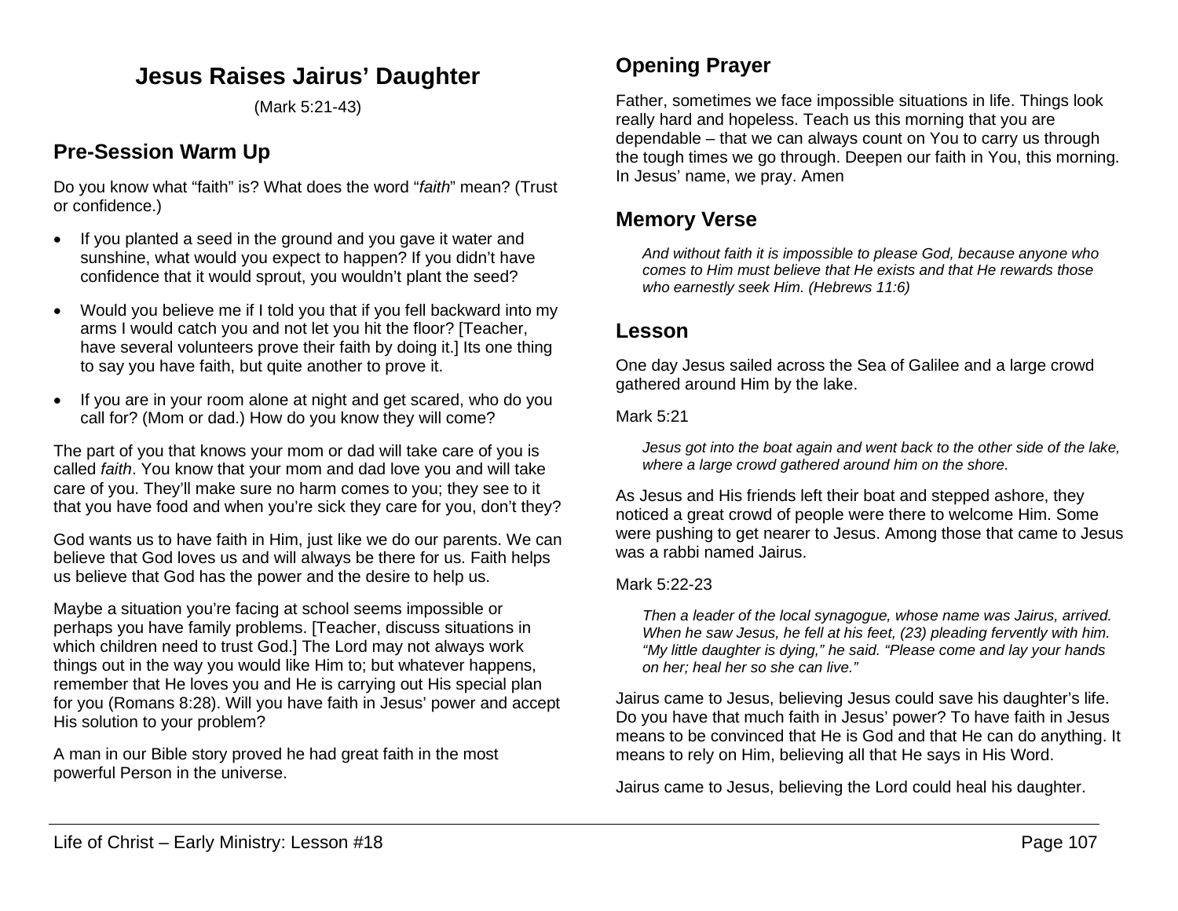# Jesus Raises Jairus' Daughter

(Mark 5:21-43)

## Pre-Session Warm Up

Do you know what "faith" is? What does the word "*faith*" mean? (Trust or confidence.)

- If you planted a seed in the ground and you gave it water and sunshine, what would you expect to happen? If you didn't have confidence that it would sprout, you wouldn't plant the seed?
- Would you believe me if I told you that if you fell backward into my arms I would catch you and not let you hit the floor? [Teacher, have several volunteers prove their faith by doing it.] Its one thing to say you have faith, but quite another to prove it.
- If you are in your room alone at night and get scared, who do you call for? (Mom or dad.) How do you know they will come?

The part of you that knows your mom or dad will take care of you is called *faith*. You know that your mom and dad love you and will take care of you. They'll make sure no harm comes to you; they see to it that you have food and when you're sick they care for you, don't they?

God wants us to have faith in Him, just like we do our parents. We can believe that God loves us and will always be there for us. Faith helps us believe that God has the power and the desire to help us.

Maybe a situation you're facing at school seems impossible or perhaps you have family problems. [Teacher, discuss situations in which children need to trust God.] The Lord may not always work things out in the way you would like Him to; but whatever happens, remember that He loves you and He is carrying out His special plan for you (Romans 8:28). Will you have faith in Jesus' power and accept His solution to your problem?

A man in our Bible story proved he had great faith in the most powerful Person in the universe.

## Opening Prayer

Father, sometimes we face impossible situations in life. Things look really hard and hopeless. Teach us this morning that you are dependable – that we can always count on You to carry us through the tough times we go through. Deepen our faith in You, this morning. In Jesus' name, we pray. Amen

## Memory Verse

> *And without faith it is impossible to please God, because anyone who comes to Him must believe that He exists and that He rewards those who earnestly seek Him. (Hebrews 11:6)*

## Lesson

One day Jesus sailed across the Sea of Galilee and a large crowd gathered around Him by the lake.

Mark 5:21

> *Jesus got into the boat again and went back to the other side of the lake, where a large crowd gathered around him on the shore.*

As Jesus and His friends left their boat and stepped ashore, they noticed a great crowd of people were there to welcome Him. Some were pushing to get nearer to Jesus. Among those that came to Jesus was a rabbi named Jairus.

Mark 5:22-23

> *Then a leader of the local synagogue, whose name was Jairus, arrived. When he saw Jesus, he fell at his feet, (23) pleading fervently with him. "My little daughter is dying," he said. "Please come and lay your hands on her; heal her so she can live."*

Jairus came to Jesus, believing Jesus could save his daughter's life. Do you have that much faith in Jesus' power? To have faith in Jesus means to be convinced that He is God and that He can do anything. It means to rely on Him, believing all that He says in His Word.

Jairus came to Jesus, believing the Lord could heal his daughter.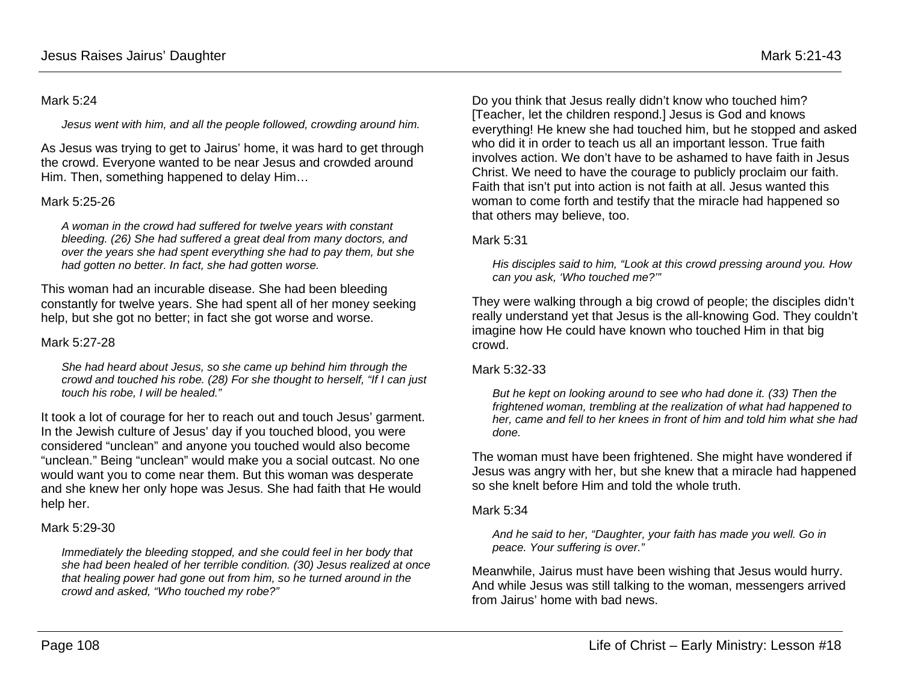Mark 5:24

> *Jesus went with him, and all the people followed, crowding around him.*

As Jesus was trying to get to Jairus' home, it was hard to get through the crowd. Everyone wanted to be near Jesus and crowded around Him. Then, something happened to delay Him…

Mark 5:25-26

> *A woman in the crowd had suffered for twelve years with constant bleeding. (26) She had suffered a great deal from many doctors, and over the years she had spent everything she had to pay them, but she had gotten no better. In fact, she had gotten worse.*

This woman had an incurable disease. She had been bleeding constantly for twelve years. She had spent all of her money seeking help, but she got no better; in fact she got worse and worse.

Mark 5:27-28

> *She had heard about Jesus, so she came up behind him through the crowd and touched his robe. (28) For she thought to herself, "If I can just touch his robe, I will be healed."*

It took a lot of courage for her to reach out and touch Jesus' garment. In the Jewish culture of Jesus' day if you touched blood, you were considered "unclean" and anyone you touched would also become "unclean." Being "unclean" would make you a social outcast. No one would want you to come near them. But this woman was desperate and she knew her only hope was Jesus. She had faith that He would help her.

Mark 5:29-30

> *Immediately the bleeding stopped, and she could feel in her body that she had been healed of her terrible condition. (30) Jesus realized at once that healing power had gone out from him, so he turned around in the crowd and asked, "Who touched my robe?"*

Do you think that Jesus really didn't know who touched him? [Teacher, let the children respond.] Jesus is God and knows everything! He knew she had touched him, but he stopped and asked who did it in order to teach us all an important lesson. True faith involves action. We don't have to be ashamed to have faith in Jesus Christ. We need to have the courage to publicly proclaim our faith. Faith that isn't put into action is not faith at all. Jesus wanted this woman to come forth and testify that the miracle had happened so that others may believe, too.

Mark 5:31

> *His disciples said to him, "Look at this crowd pressing around you. How can you ask, 'Who touched me?'"*

They were walking through a big crowd of people; the disciples didn't really understand yet that Jesus is the all-knowing God. They couldn't imagine how He could have known who touched Him in that big crowd.

Mark 5:32-33

> *But he kept on looking around to see who had done it. (33) Then the frightened woman, trembling at the realization of what had happened to her, came and fell to her knees in front of him and told him what she had done.*

The woman must have been frightened. She might have wondered if Jesus was angry with her, but she knew that a miracle had happened so she knelt before Him and told the whole truth.

Mark 5:34

> *And he said to her, "Daughter, your faith has made you well. Go in peace. Your suffering is over."*

Meanwhile, Jairus must have been wishing that Jesus would hurry. And while Jesus was still talking to the woman, messengers arrived from Jairus' home with bad news.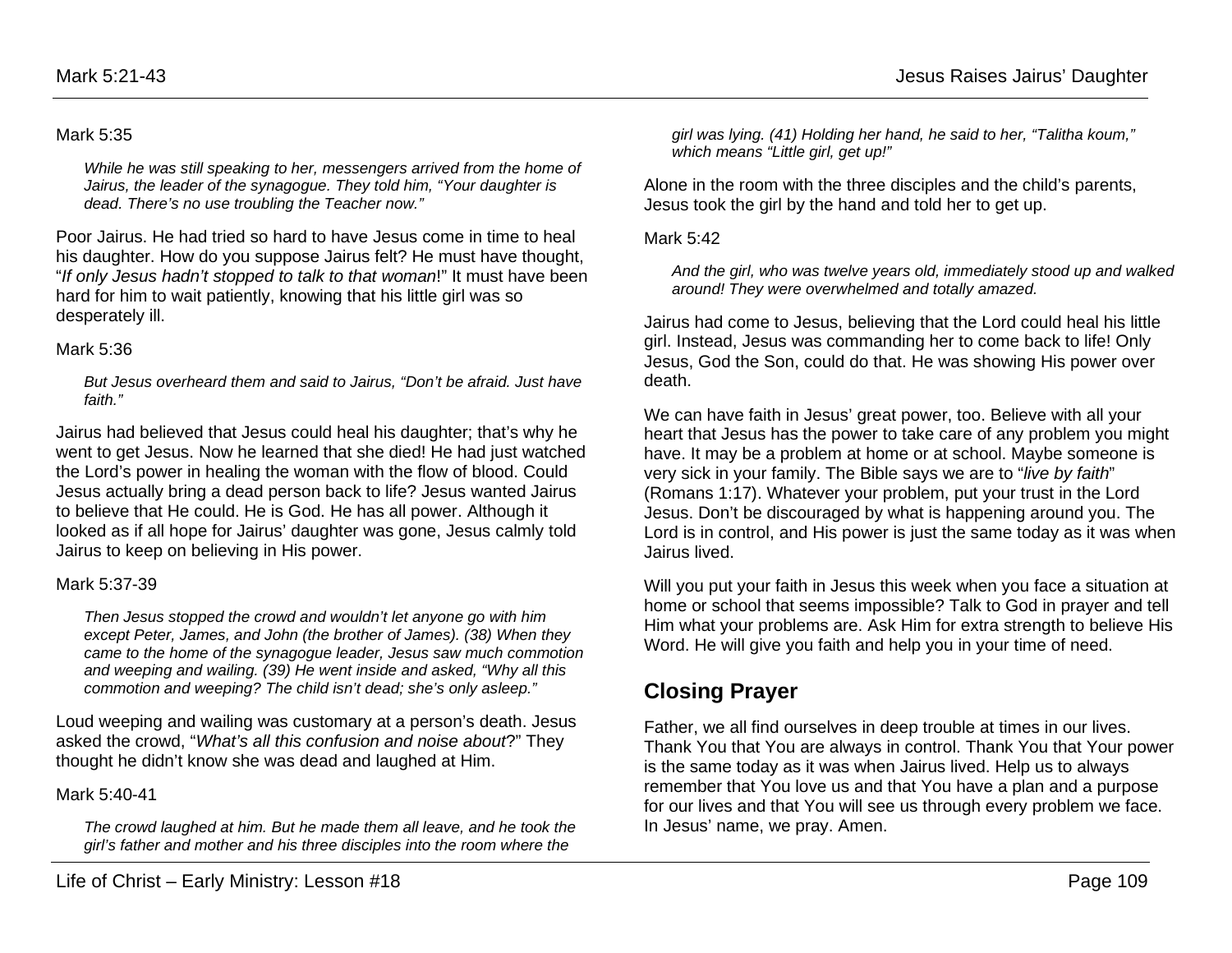Mark 5:35

> *While he was still speaking to her, messengers arrived from the home of Jairus, the leader of the synagogue. They told him, "Your daughter is dead. There's no use troubling the Teacher now."*

Poor Jairus. He had tried so hard to have Jesus come in time to heal his daughter. How do you suppose Jairus felt? He must have thought, "*If only Jesus hadn't stopped to talk to that woman*!" It must have been hard for him to wait patiently, knowing that his little girl was so desperately ill.

Mark 5:36

> *But Jesus overheard them and said to Jairus, "Don't be afraid. Just have faith."*

Jairus had believed that Jesus could heal his daughter; that's why he went to get Jesus. Now he learned that she died! He had just watched the Lord's power in healing the woman with the flow of blood. Could Jesus actually bring a dead person back to life? Jesus wanted Jairus to believe that He could. He is God. He has all power. Although it looked as if all hope for Jairus' daughter was gone, Jesus calmly told Jairus to keep on believing in His power.

Mark 5:37-39

> *Then Jesus stopped the crowd and wouldn't let anyone go with him except Peter, James, and John (the brother of James). (38) When they came to the home of the synagogue leader, Jesus saw much commotion and weeping and wailing. (39) He went inside and asked, "Why all this commotion and weeping? The child isn't dead; she's only asleep."*

Loud weeping and wailing was customary at a person's death. Jesus asked the crowd, "*What's all this confusion and noise about*?" They thought he didn't know she was dead and laughed at Him.

Mark 5:40-41

> *The crowd laughed at him. But he made them all leave, and he took the girl's father and mother and his three disciples into the room where the girl was lying. (41) Holding her hand, he said to her, "Talitha koum," which means "Little girl, get up!"*

Alone in the room with the three disciples and the child's parents, Jesus took the girl by the hand and told her to get up.

Mark 5:42

> *And the girl, who was twelve years old, immediately stood up and walked around! They were overwhelmed and totally amazed.*

Jairus had come to Jesus, believing that the Lord could heal his little girl. Instead, Jesus was commanding her to come back to life! Only Jesus, God the Son, could do that. He was showing His power over death.

We can have faith in Jesus' great power, too. Believe with all your heart that Jesus has the power to take care of any problem you might have. It may be a problem at home or at school. Maybe someone is very sick in your family. The Bible says we are to "*live by faith*" (Romans 1:17). Whatever your problem, put your trust in the Lord Jesus. Don't be discouraged by what is happening around you. The Lord is in control, and His power is just the same today as it was when Jairus lived.

Will you put your faith in Jesus this week when you face a situation at home or school that seems impossible? Talk to God in prayer and tell Him what your problems are. Ask Him for extra strength to believe His Word. He will give you faith and help you in your time of need.

## Closing Prayer

Father, we all find ourselves in deep trouble at times in our lives. Thank You that You are always in control. Thank You that Your power is the same today as it was when Jairus lived. Help us to always remember that You love us and that You have a plan and a purpose for our lives and that You will see us through every problem we face. In Jesus' name, we pray. Amen.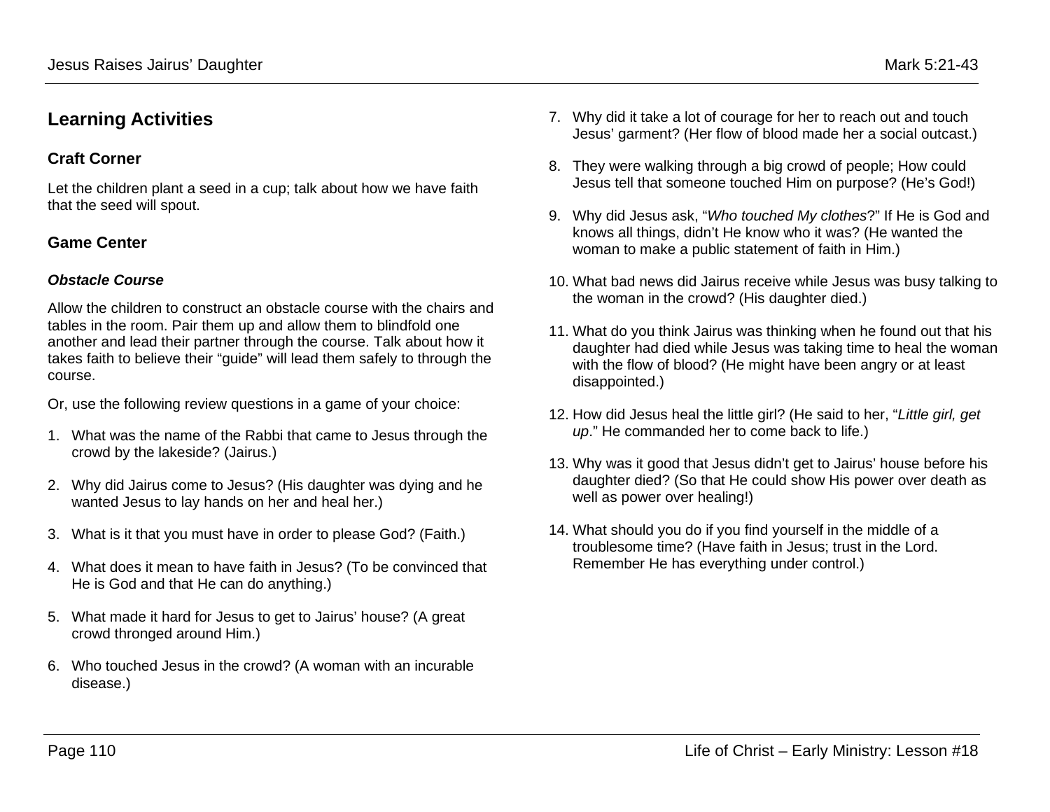## Learning Activities

### Craft Corner

Let the children plant a seed in a cup; talk about how we have faith that the seed will spout.

### Game Center

#### *Obstacle Course*

Allow the children to construct an obstacle course with the chairs and tables in the room. Pair them up and allow them to blindfold one another and lead their partner through the course. Talk about how it takes faith to believe their "guide" will lead them safely to through the course.

Or, use the following review questions in a game of your choice:

1. What was the name of the Rabbi that came to Jesus through the crowd by the lakeside? (Jairus.)
2. Why did Jairus come to Jesus? (His daughter was dying and he wanted Jesus to lay hands on her and heal her.)
3. What is it that you must have in order to please God? (Faith.)
4. What does it mean to have faith in Jesus? (To be convinced that He is God and that He can do anything.)
5. What made it hard for Jesus to get to Jairus' house? (A great crowd thronged around Him.)
6. Who touched Jesus in the crowd? (A woman with an incurable disease.)
7. Why did it take a lot of courage for her to reach out and touch Jesus' garment? (Her flow of blood made her a social outcast.)
8. They were walking through a big crowd of people; How could Jesus tell that someone touched Him on purpose? (He's God!)
9. Why did Jesus ask, "*Who touched My clothes*?" If He is God and knows all things, didn't He know who it was? (He wanted the woman to make a public statement of faith in Him.)
10. What bad news did Jairus receive while Jesus was busy talking to the woman in the crowd? (His daughter died.)
11. What do you think Jairus was thinking when he found out that his daughter had died while Jesus was taking time to heal the woman with the flow of blood? (He might have been angry or at least disappointed.)
12. How did Jesus heal the little girl? (He said to her, "*Little girl, get up*." He commanded her to come back to life.)
13. Why was it good that Jesus didn't get to Jairus' house before his daughter died? (So that He could show His power over death as well as power over healing!)
14. What should you do if you find yourself in the middle of a troublesome time? (Have faith in Jesus; trust in the Lord. Remember He has everything under control.)